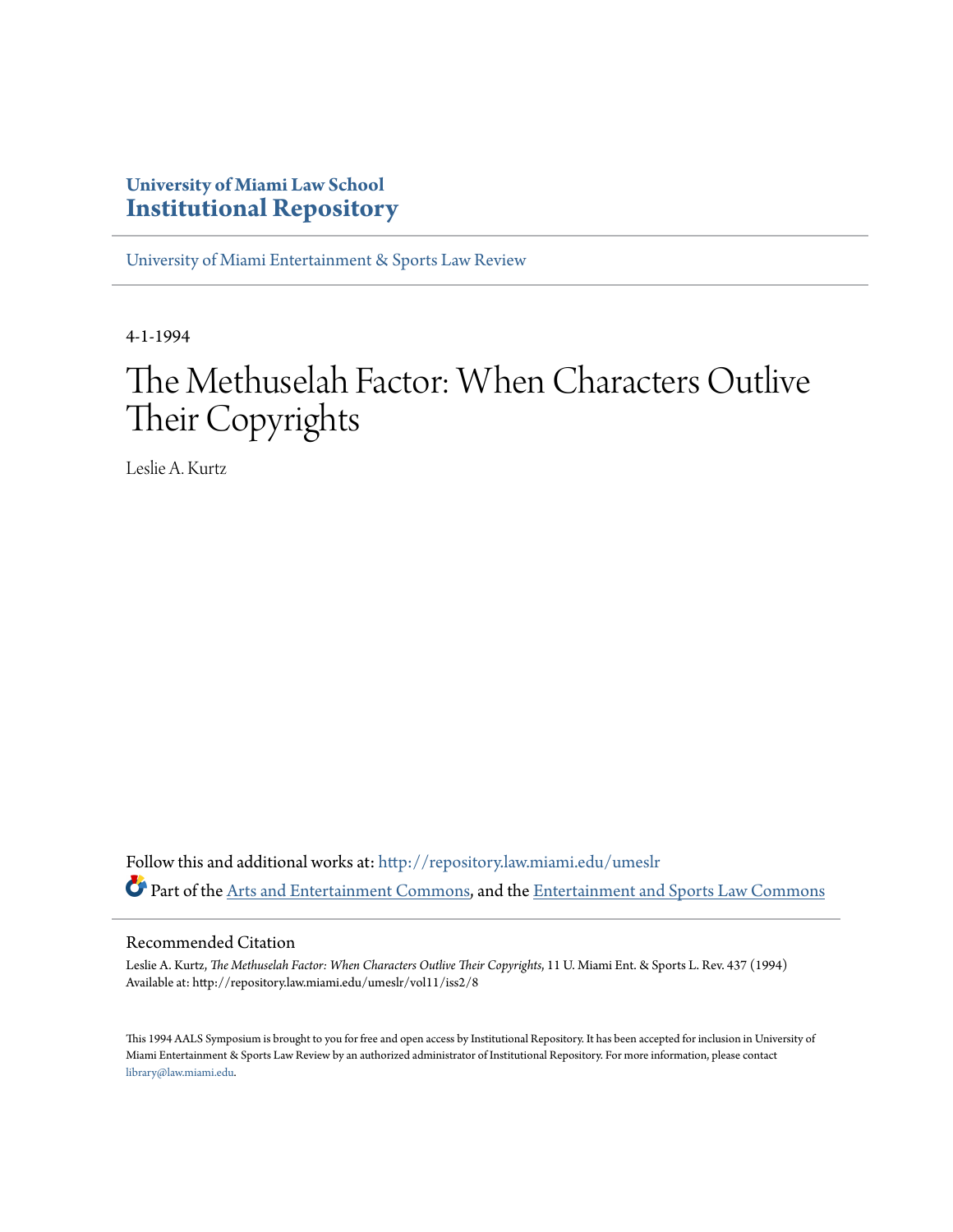**University of Miami Law School**
**Institutional Repository**

University of Miami Entertainment & Sports Law Review

4-1-1994

# The Methuselah Factor: When Characters Outlive Their Copyrights

Leslie A. Kurtz

Follow this and additional works at: http://repository.law.miami.edu/umeslr

Part of the Arts and Entertainment Commons, and the Entertainment and Sports Law Commons

## Recommended Citation

Leslie A. Kurtz, *The Methuselah Factor: When Characters Outlive Their Copyrights*, 11 U. Miami Ent. & Sports L. Rev. 437 (1994)
Available at: http://repository.law.miami.edu/umeslr/vol11/iss2/8

This 1994 AALS Symposium is brought to you for free and open access by Institutional Repository. It has been accepted for inclusion in University of Miami Entertainment & Sports Law Review by an authorized administrator of Institutional Repository. For more information, please contact library@law.miami.edu.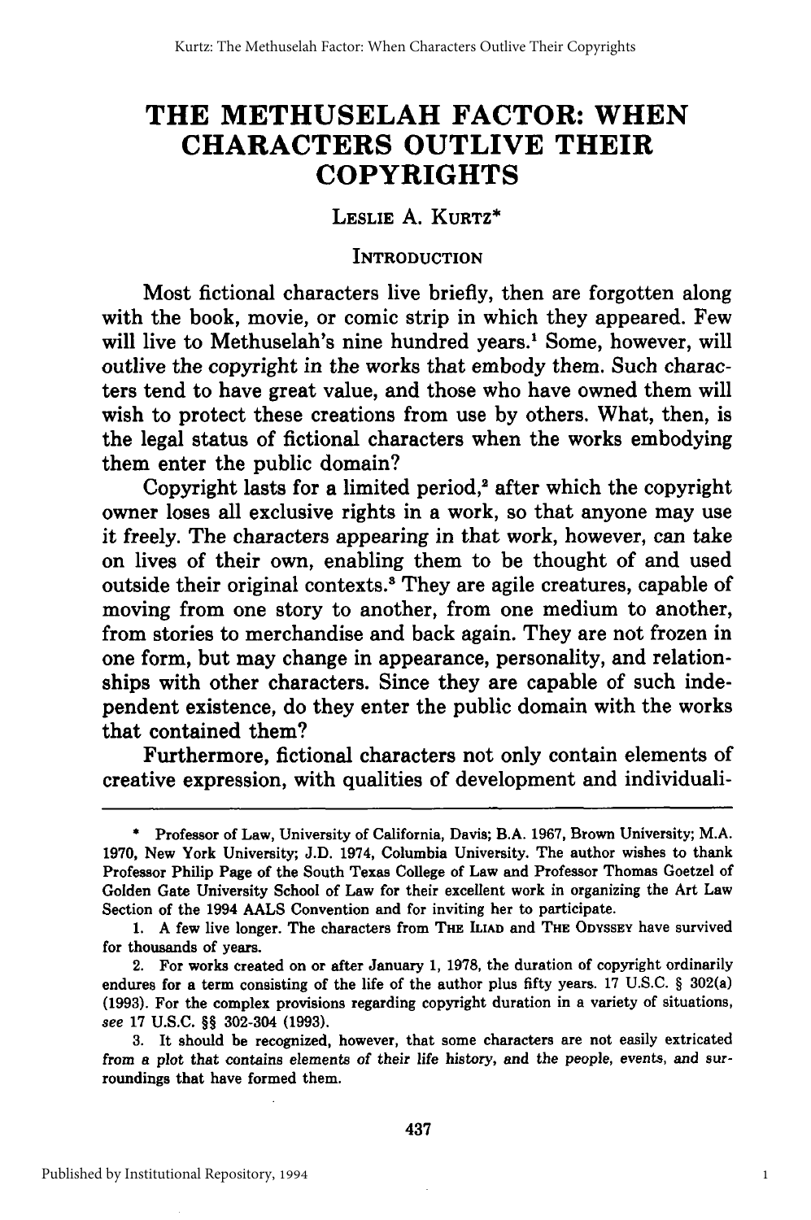# THE METHUSELAH FACTOR: WHEN CHARACTERS OUTLIVE THEIR COPYRIGHTS

LESLIE A. KURTZ*

## INTRODUCTION

Most fictional characters live briefly, then are forgotten along with the book, movie, or comic strip in which they appeared. Few will live to Methuselah's nine hundred years.[1] Some, however, will outlive the copyright in the works that embody them. Such characters tend to have great value, and those who have owned them will wish to protect these creations from use by others. What, then, is the legal status of fictional characters when the works embodying them enter the public domain?

Copyright lasts for a limited period,[2] after which the copyright owner loses all exclusive rights in a work, so that anyone may use it freely. The characters appearing in that work, however, can take on lives of their own, enabling them to be thought of and used outside their original contexts.[3] They are agile creatures, capable of moving from one story to another, from one medium to another, from stories to merchandise and back again. They are not frozen in one form, but may change in appearance, personality, and relationships with other characters. Since they are capable of such independent existence, do they enter the public domain with the works that contained them?

Furthermore, fictional characters not only contain elements of creative expression, with qualities of development and individuali-

---

\* Professor of Law, University of California, Davis; B.A. 1967, Brown University; M.A. 1970, New York University; J.D. 1974, Columbia University. The author wishes to thank Professor Philip Page of the South Texas College of Law and Professor Thomas Goetzel of Golden Gate University School of Law for their excellent work in organizing the Art Law Section of the 1994 AALS Convention and for inviting her to participate.

1. A few live longer. The characters from THE ILIAD and THE ODYSSEY have survived for thousands of years.

2. For works created on or after January 1, 1978, the duration of copyright ordinarily endures for a term consisting of the life of the author plus fifty years. 17 U.S.C. § 302(a) (1993). For the complex provisions regarding copyright duration in a variety of situations, *see* 17 U.S.C. §§ 302-304 (1993).

3. It should be recognized, however, that some characters are not easily extricated from a plot that contains elements of their life history, and the people, events, and surroundings that have formed them.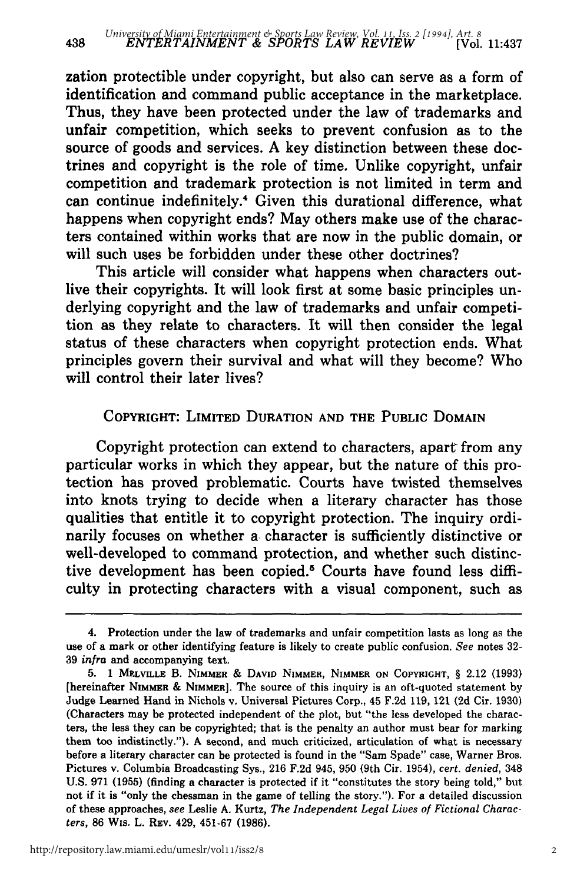zation protectible under copyright, but also can serve as a form of identification and command public acceptance in the marketplace. Thus, they have been protected under the law of trademarks and unfair competition, which seeks to prevent confusion as to the source of goods and services. A key distinction between these doctrines and copyright is the role of time. Unlike copyright, unfair competition and trademark protection is not limited in term and can continue indefinitely.[4] Given this durational difference, what happens when copyright ends? May others make use of the characters contained within works that are now in the public domain, or will such uses be forbidden under these other doctrines?

This article will consider what happens when characters outlive their copyrights. It will look first at some basic principles underlying copyright and the law of trademarks and unfair competition as they relate to characters. It will then consider the legal status of these characters when copyright protection ends. What principles govern their survival and what will they become? Who will control their later lives?

## COPYRIGHT: LIMITED DURATION AND THE PUBLIC DOMAIN

Copyright protection can extend to characters, apart from any particular works in which they appear, but the nature of this protection has proved problematic. Courts have twisted themselves into knots trying to decide when a literary character has those qualities that entitle it to copyright protection. The inquiry ordinarily focuses on whether a character is sufficiently distinctive or well-developed to command protection, and whether such distinctive development has been copied.[5] Courts have found less difficulty in protecting characters with a visual component, such as

---

4. Protection under the law of trademarks and unfair competition lasts as long as the use of a mark or other identifying feature is likely to create public confusion. *See* notes 32-39 *infra* and accompanying text.

5. 1 MELVILLE B. NIMMER & DAVID NIMMER, NIMMER ON COPYRIGHT, § 2.12 (1993) [hereinafter NIMMER & NIMMER]. The source of this inquiry is an oft-quoted statement by Judge Learned Hand in Nichols v. Universal Pictures Corp., 45 F.2d 119, 121 (2d Cir. 1930) (Characters may be protected independent of the plot, but "the less developed the characters, the less they can be copyrighted; that is the penalty an author must bear for marking them too indistinctly."). A second, and much criticized, articulation of what is necessary before a literary character can be protected is found in the "Sam Spade" case, Warner Bros. Pictures v. Columbia Broadcasting Sys., 216 F.2d 945, 950 (9th Cir. 1954), *cert. denied*, 348 U.S. 971 (1955) (finding a character is protected if it "constitutes the story being told," but not if it is "only the chessman in the game of telling the story."). For a detailed discussion of these approaches, *see* Leslie A. Kurtz, *The Independent Legal Lives of Fictional Characters*, 86 WIS. L. REV. 429, 451-67 (1986).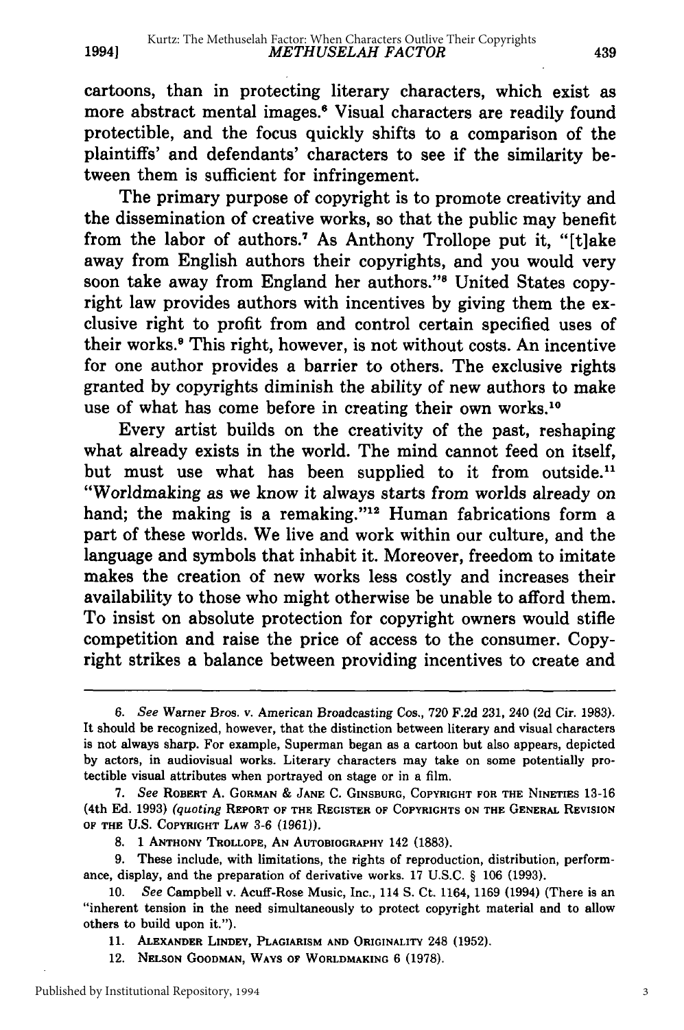cartoons, than in protecting literary characters, which exist as more abstract mental images.[6] Visual characters are readily found protectible, and the focus quickly shifts to a comparison of the plaintiffs' and defendants' characters to see if the similarity between them is sufficient for infringement.

The primary purpose of copyright is to promote creativity and the dissemination of creative works, so that the public may benefit from the labor of authors.[7] As Anthony Trollope put it, "[t]ake away from English authors their copyrights, and you would very soon take away from England her authors."[8] United States copyright law provides authors with incentives by giving them the exclusive right to profit from and control certain specified uses of their works.[9] This right, however, is not without costs. An incentive for one author provides a barrier to others. The exclusive rights granted by copyrights diminish the ability of new authors to make use of what has come before in creating their own works.[10]

Every artist builds on the creativity of the past, reshaping what already exists in the world. The mind cannot feed on itself, but must use what has been supplied to it from outside.[11] "Worldmaking as we know it always starts from worlds already on hand; the making is a remaking."[12] Human fabrications form a part of these worlds. We live and work within our culture, and the language and symbols that inhabit it. Moreover, freedom to imitate makes the creation of new works less costly and increases their availability to those who might otherwise be unable to afford them. To insist on absolute protection for copyright owners would stifle competition and raise the price of access to the consumer. Copyright strikes a balance between providing incentives to create and

---

6. *See* Warner Bros. v. American Broadcasting Cos., 720 F.2d 231, 240 (2d Cir. 1983). It should be recognized, however, that the distinction between literary and visual characters is not always sharp. For example, Superman began as a cartoon but also appears, depicted by actors, in audiovisual works. Literary characters may take on some potentially protectible visual attributes when portrayed on stage or in a film.

7. *See* ROBERT A. GORMAN & JANE C. GINSBURG, COPYRIGHT FOR THE NINETIES 13-16 (4th Ed. 1993) *(quoting* REPORT OF THE REGISTER OF COPYRIGHTS ON THE GENERAL REVISION OF THE U.S. COPYRIGHT LAW 3-6 (1961)).

8. 1 ANTHONY TROLLOPE, AN AUTOBIOGRAPHY 142 (1883).

9. These include, with limitations, the rights of reproduction, distribution, performance, display, and the preparation of derivative works. 17 U.S.C. § 106 (1993).

10. *See* Campbell v. Acuff-Rose Music, Inc., 114 S. Ct. 1164, 1169 (1994) (There is an "inherent tension in the need simultaneously to protect copyright material and to allow others to build upon it.").

11. ALEXANDER LINDEY, PLAGIARISM AND ORIGINALITY 248 (1952).

12. NELSON GOODMAN, WAYS OF WORLDMAKING 6 (1978).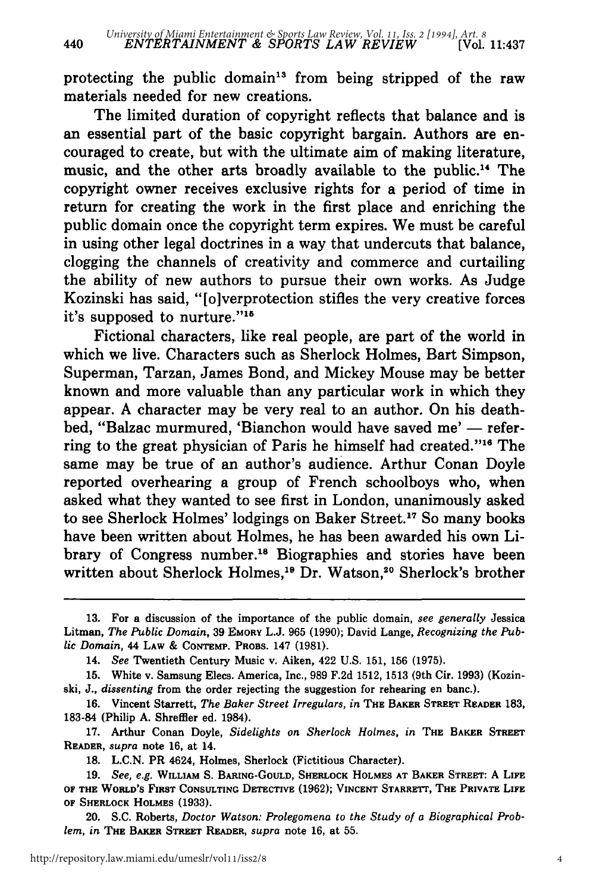protecting the public domain[13] from being stripped of the raw materials needed for new creations.

The limited duration of copyright reflects that balance and is an essential part of the basic copyright bargain. Authors are encouraged to create, but with the ultimate aim of making literature, music, and the other arts broadly available to the public.[14] The copyright owner receives exclusive rights for a period of time in return for creating the work in the first place and enriching the public domain once the copyright term expires. We must be careful in using other legal doctrines in a way that undercuts that balance, clogging the channels of creativity and commerce and curtailing the ability of new authors to pursue their own works. As Judge Kozinski has said, "[o]verprotection stifles the very creative forces it's supposed to nurture."[15]

Fictional characters, like real people, are part of the world in which we live. Characters such as Sherlock Holmes, Bart Simpson, Superman, Tarzan, James Bond, and Mickey Mouse may be better known and more valuable than any particular work in which they appear. A character may be very real to an author. On his deathbed, "Balzac murmured, 'Bianchon would have saved me' — referring to the great physician of Paris he himself had created."[16] The same may be true of an author's audience. Arthur Conan Doyle reported overhearing a group of French schoolboys who, when asked what they wanted to see first in London, unanimously asked to see Sherlock Holmes' lodgings on Baker Street.[17] So many books have been written about Holmes, he has been awarded his own Library of Congress number.[18] Biographies and stories have been written about Sherlock Holmes,[19] Dr. Watson,[20] Sherlock's brother

---

13. For a discussion of the importance of the public domain, *see generally* Jessica Litman, *The Public Domain*, 39 EMORY L.J. 965 (1990); David Lange, *Recognizing the Public Domain*, 44 LAW & CONTEMP. PROBS. 147 (1981).

14. *See* Twentieth Century Music v. Aiken, 422 U.S. 151, 156 (1975).

15. White v. Samsung Elecs. America, Inc., 989 F.2d 1512, 1513 (9th Cir. 1993) (Kozinski, J., *dissenting* from the order rejecting the suggestion for rehearing en banc.).

16. Vincent Starrett, *The Baker Street Irregulars*, *in* THE BAKER STREET READER 183, 183-84 (Philip A. Shreffler ed. 1984).

17. Arthur Conan Doyle, *Sidelights on Sherlock Holmes*, *in* THE BAKER STREET READER, *supra* note 16, at 14.

18. L.C.N. PR 4624, Holmes, Sherlock (Fictitious Character).

19. *See, e.g.* WILLIAM S. BARING-GOULD, SHERLOCK HOLMES AT BAKER STREET: A LIFE OF THE WORLD'S FIRST CONSULTING DETECTIVE (1962); VINCENT STARRETT, THE PRIVATE LIFE OF SHERLOCK HOLMES (1933).

20. S.C. Roberts, *Doctor Watson: Prolegomena to the Study of a Biographical Problem*, *in* THE BAKER STREET READER, *supra* note 16, at 55.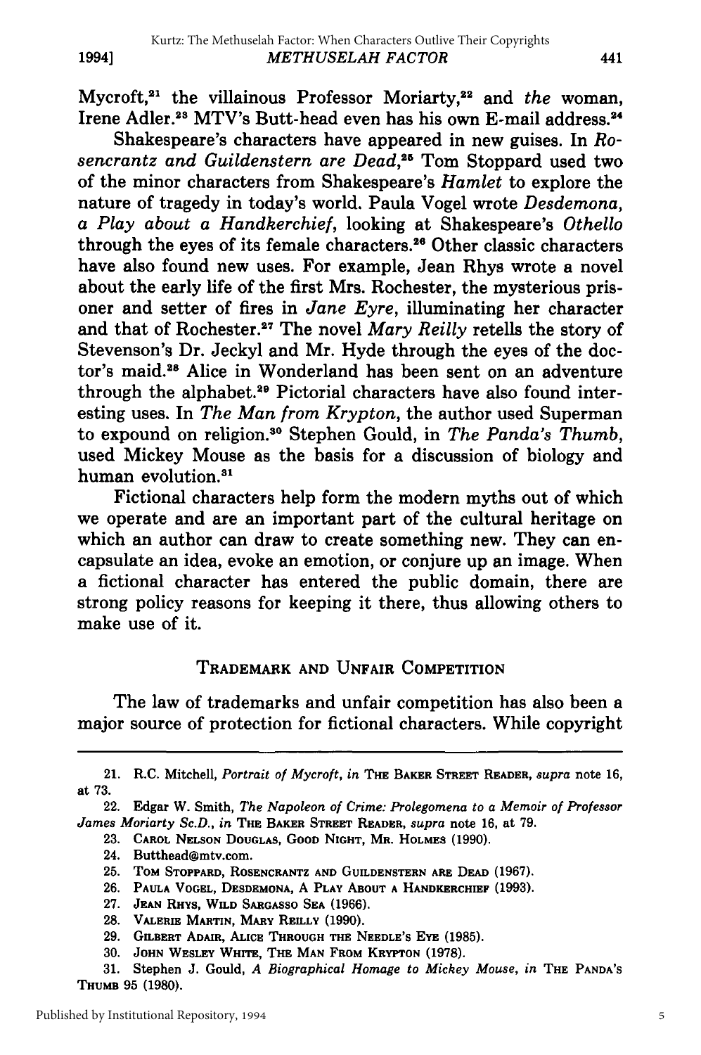Mycroft,[21] the villainous Professor Moriarty,[22] and *the* woman, Irene Adler.[23] MTV's Butt-head even has his own E-mail address.[24]

Shakespeare's characters have appeared in new guises. In *Rosencrantz and Guildenstern are Dead*,[25] Tom Stoppard used two of the minor characters from Shakespeare's *Hamlet* to explore the nature of tragedy in today's world. Paula Vogel wrote *Desdemona, a Play about a Handkerchief*, looking at Shakespeare's *Othello* through the eyes of its female characters.[26] Other classic characters have also found new uses. For example, Jean Rhys wrote a novel about the early life of the first Mrs. Rochester, the mysterious prisoner and setter of fires in *Jane Eyre*, illuminating her character and that of Rochester.[27] The novel *Mary Reilly* retells the story of Stevenson's Dr. Jeckyl and Mr. Hyde through the eyes of the doctor's maid.[28] Alice in Wonderland has been sent on an adventure through the alphabet.[29] Pictorial characters have also found interesting uses. In *The Man from Krypton*, the author used Superman to expound on religion.[30] Stephen Gould, in *The Panda's Thumb*, used Mickey Mouse as the basis for a discussion of biology and human evolution.[31]

Fictional characters help form the modern myths out of which we operate and are an important part of the cultural heritage on which an author can draw to create something new. They can encapsulate an idea, evoke an emotion, or conjure up an image. When a fictional character has entered the public domain, there are strong policy reasons for keeping it there, thus allowing others to make use of it.

## TRADEMARK AND UNFAIR COMPETITION

The law of trademarks and unfair competition has also been a major source of protection for fictional characters. While copyright

---

21. R.C. Mitchell, *Portrait of Mycroft*, *in* THE BAKER STREET READER, *supra* note 16, at 73.

22. Edgar W. Smith, *The Napoleon of Crime: Prolegomena to a Memoir of Professor James Moriarty Sc.D.*, *in* THE BAKER STREET READER, *supra* note 16, at 79.

23. CAROL NELSON DOUGLAS, GOOD NIGHT, MR. HOLMES (1990).

24. Butthead@mtv.com.

25. TOM STOPPARD, ROSENCRANTZ AND GUILDENSTERN ARE DEAD (1967).

26. PAULA VOGEL, DESDEMONA, A PLAY ABOUT A HANDKERCHIEF (1993).

27. JEAN RHYS, WILD SARGASSO SEA (1966).

28. VALERIE MARTIN, MARY REILLY (1990).

29. GILBERT ADAIR, ALICE THROUGH THE NEEDLE'S EYE (1985).

30. JOHN WESLEY WHITE, THE MAN FROM KRYPTON (1978).

31. Stephen J. Gould, *A Biographical Homage to Mickey Mouse*, *in* THE PANDA'S THUMB 95 (1980).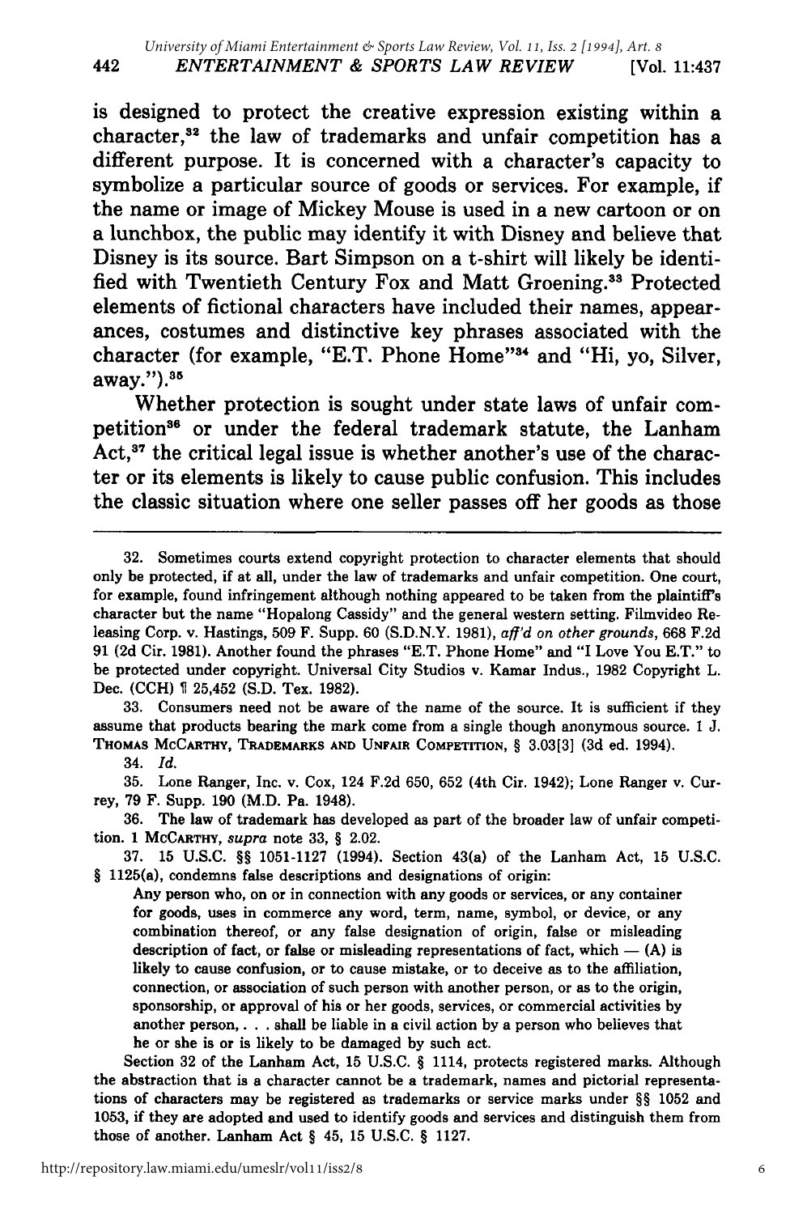is designed to protect the creative expression existing within a character,[32] the law of trademarks and unfair competition has a different purpose. It is concerned with a character's capacity to symbolize a particular source of goods or services. For example, if the name or image of Mickey Mouse is used in a new cartoon or on a lunchbox, the public may identify it with Disney and believe that Disney is its source. Bart Simpson on a t-shirt will likely be identified with Twentieth Century Fox and Matt Groening.[33] Protected elements of fictional characters have included their names, appearances, costumes and distinctive key phrases associated with the character (for example, "E.T. Phone Home"[34] and "Hi, yo, Silver, away.").[35]

Whether protection is sought under state laws of unfair competition[36] or under the federal trademark statute, the Lanham Act,[37] the critical legal issue is whether another's use of the character or its elements is likely to cause public confusion. This includes the classic situation where one seller passes off her goods as those

---

32. Sometimes courts extend copyright protection to character elements that should only be protected, if at all, under the law of trademarks and unfair competition. One court, for example, found infringement although nothing appeared to be taken from the plaintiff's character but the name "Hopalong Cassidy" and the general western setting. Filmvideo Releasing Corp. v. Hastings, 509 F. Supp. 60 (S.D.N.Y. 1981), *aff'd on other grounds*, 668 F.2d 91 (2d Cir. 1981). Another found the phrases "E.T. Phone Home" and "I Love You E.T." to be protected under copyright. Universal City Studios v. Kamar Indus., 1982 Copyright L. Dec. (CCH) ¶ 25,452 (S.D. Tex. 1982).

33. Consumers need not be aware of the name of the source. It is sufficient if they assume that products bearing the mark come from a single though anonymous source. 1 J. THOMAS MCCARTHY, TRADEMARKS AND UNFAIR COMPETITION, § 3.03[3] (3d ed. 1994).

34. *Id.*

35. Lone Ranger, Inc. v. Cox, 124 F.2d 650, 652 (4th Cir. 1942); Lone Ranger v. Currey, 79 F. Supp. 190 (M.D. Pa. 1948).

36. The law of trademark has developed as part of the broader law of unfair competition. 1 MCCARTHY, *supra* note 33, § 2.02.

37. 15 U.S.C. §§ 1051-1127 (1994). Section 43(a) of the Lanham Act, 15 U.S.C. § 1125(a), condemns false descriptions and designations of origin:

> Any person who, on or in connection with any goods or services, or any container for goods, uses in commerce any word, term, name, symbol, or device, or any combination thereof, or any false designation of origin, false or misleading description of fact, or false or misleading representations of fact, which — (A) is likely to cause confusion, or to cause mistake, or to deceive as to the affiliation, connection, or association of such person with another person, or as to the origin, sponsorship, or approval of his or her goods, services, or commercial activities by another person, . . . shall be liable in a civil action by a person who believes that he or she is or is likely to be damaged by such act.

Section 32 of the Lanham Act, 15 U.S.C. § 1114, protects registered marks. Although the abstraction that is a character cannot be a trademark, names and pictorial representations of characters may be registered as trademarks or service marks under §§ 1052 and 1053, if they are adopted and used to identify goods and services and distinguish them from those of another. Lanham Act § 45, 15 U.S.C. § 1127.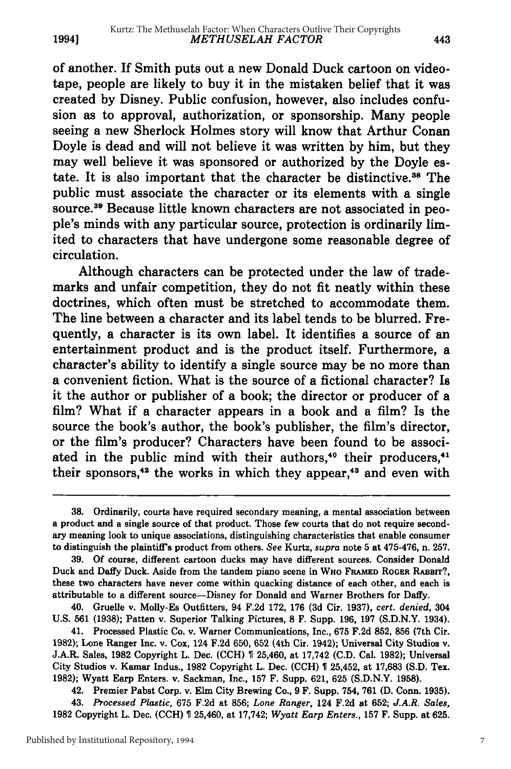of another. If Smith puts out a new Donald Duck cartoon on videotape, people are likely to buy it in the mistaken belief that it was created by Disney. Public confusion, however, also includes confusion as to approval, authorization, or sponsorship. Many people seeing a new Sherlock Holmes story will know that Arthur Conan Doyle is dead and will not believe it was written by him, but they may well believe it was sponsored or authorized by the Doyle estate. It is also important that the character be distinctive.[38] The public must associate the character or its elements with a single source.[39] Because little known characters are not associated in people's minds with any particular source, protection is ordinarily limited to characters that have undergone some reasonable degree of circulation.

Although characters can be protected under the law of trademarks and unfair competition, they do not fit neatly within these doctrines, which often must be stretched to accommodate them. The line between a character and its label tends to be blurred. Frequently, a character is its own label. It identifies a source of an entertainment product and is the product itself. Furthermore, a character's ability to identify a single source may be no more than a convenient fiction. What is the source of a fictional character? Is it the author or publisher of a book; the director or producer of a film? What if a character appears in a book and a film? Is the source the book's author, the book's publisher, the film's director, or the film's producer? Characters have been found to be associated in the public mind with their authors,[40] their producers,[41] their sponsors,[42] the works in which they appear,[43] and even with

---

38. Ordinarily, courts have required secondary meaning, a mental association between a product and a single source of that product. Those few courts that do not require secondary meaning look to unique associations, distinguishing characteristics that enable consumer to distinguish the plaintiff's product from others. *See* Kurtz, *supra* note 5 at 475-476, n. 257.

39. Of course, different cartoon ducks may have different sources. Consider Donald Duck and Daffy Duck. Aside from the tandem piano scene in WHO FRAMED ROGER RABBIT?, these two characters have never come within quacking distance of each other, and each is attributable to a different source—Disney for Donald and Warner Brothers for Daffy.

40. Gruelle v. Molly-Es Outfitters, 94 F.2d 172, 176 (3d Cir. 1937), *cert. denied*, 304 U.S. 561 (1938); Patten v. Superior Talking Pictures, 8 F. Supp. 196, 197 (S.D.N.Y. 1934).

41. Processed Plastic Co. v. Warner Communications, Inc., 675 F.2d 852, 856 (7th Cir. 1982); Lone Ranger Inc. v. Cox, 124 F.2d 650, 652 (4th Cir. 1942); Universal City Studios v. J.A.R. Sales, 1982 Copyright L. Dec. (CCH) ¶ 25,460, at 17,742 (C.D. Cal. 1982); Universal City Studios v. Kamar Indus., 1982 Copyright L. Dec. (CCH) ¶ 25,452, at 17,683 (S.D. Tex. 1982); Wyatt Earp Enters. v. Sackman, Inc., 157 F. Supp. 621, 625 (S.D.N.Y. 1958).

42. Premier Pabst Corp. v. Elm City Brewing Co., 9 F. Supp. 754, 761 (D. Conn. 1935).

43. *Processed Plastic*, 675 F.2d at 856; *Lone Ranger*, 124 F.2d at 652; *J.A.R. Sales*, 1982 Copyright L. Dec. (CCH) ¶ 25,460, at 17,742; *Wyatt Earp Enters.*, 157 F. Supp. at 625.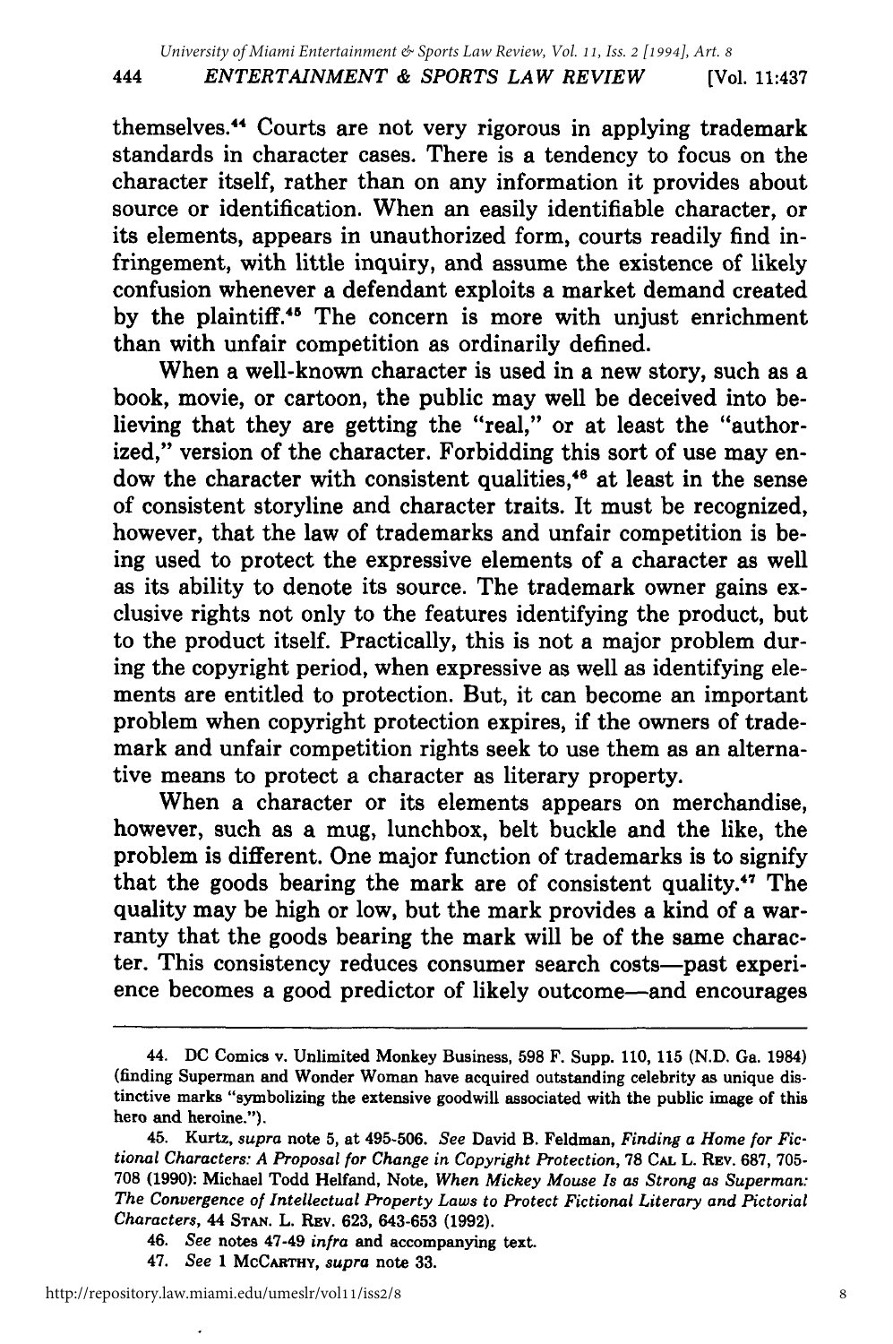themselves.[44] Courts are not very rigorous in applying trademark standards in character cases. There is a tendency to focus on the character itself, rather than on any information it provides about source or identification. When an easily identifiable character, or its elements, appears in unauthorized form, courts readily find infringement, with little inquiry, and assume the existence of likely confusion whenever a defendant exploits a market demand created by the plaintiff.[45] The concern is more with unjust enrichment than with unfair competition as ordinarily defined.

When a well-known character is used in a new story, such as a book, movie, or cartoon, the public may well be deceived into believing that they are getting the "real," or at least the "authorized," version of the character. Forbidding this sort of use may endow the character with consistent qualities,[46] at least in the sense of consistent storyline and character traits. It must be recognized, however, that the law of trademarks and unfair competition is being used to protect the expressive elements of a character as well as its ability to denote its source. The trademark owner gains exclusive rights not only to the features identifying the product, but to the product itself. Practically, this is not a major problem during the copyright period, when expressive as well as identifying elements are entitled to protection. But, it can become an important problem when copyright protection expires, if the owners of trademark and unfair competition rights seek to use them as an alternative means to protect a character as literary property.

When a character or its elements appears on merchandise, however, such as a mug, lunchbox, belt buckle and the like, the problem is different. One major function of trademarks is to signify that the goods bearing the mark are of consistent quality.[47] The quality may be high or low, but the mark provides a kind of a warranty that the goods bearing the mark will be of the same character. This consistency reduces consumer search costs—past experience becomes a good predictor of likely outcome—and encourages

---

44. DC Comics v. Unlimited Monkey Business, 598 F. Supp. 110, 115 (N.D. Ga. 1984) (finding Superman and Wonder Woman have acquired outstanding celebrity as unique distinctive marks "symbolizing the extensive goodwill associated with the public image of this hero and heroine.").

45. Kurtz, *supra* note 5, at 495-506. *See* David B. Feldman, *Finding a Home for Fictional Characters: A Proposal for Change in Copyright Protection*, 78 CAL L. REV. 687, 705-708 (1990): Michael Todd Helfand, Note, *When Mickey Mouse Is as Strong as Superman: The Convergence of Intellectual Property Laws to Protect Fictional Literary and Pictorial Characters*, 44 STAN. L. REV. 623, 643-653 (1992).

46. *See* notes 47-49 *infra* and accompanying text.

47. *See* 1 MCCARTHY, *supra* note 33.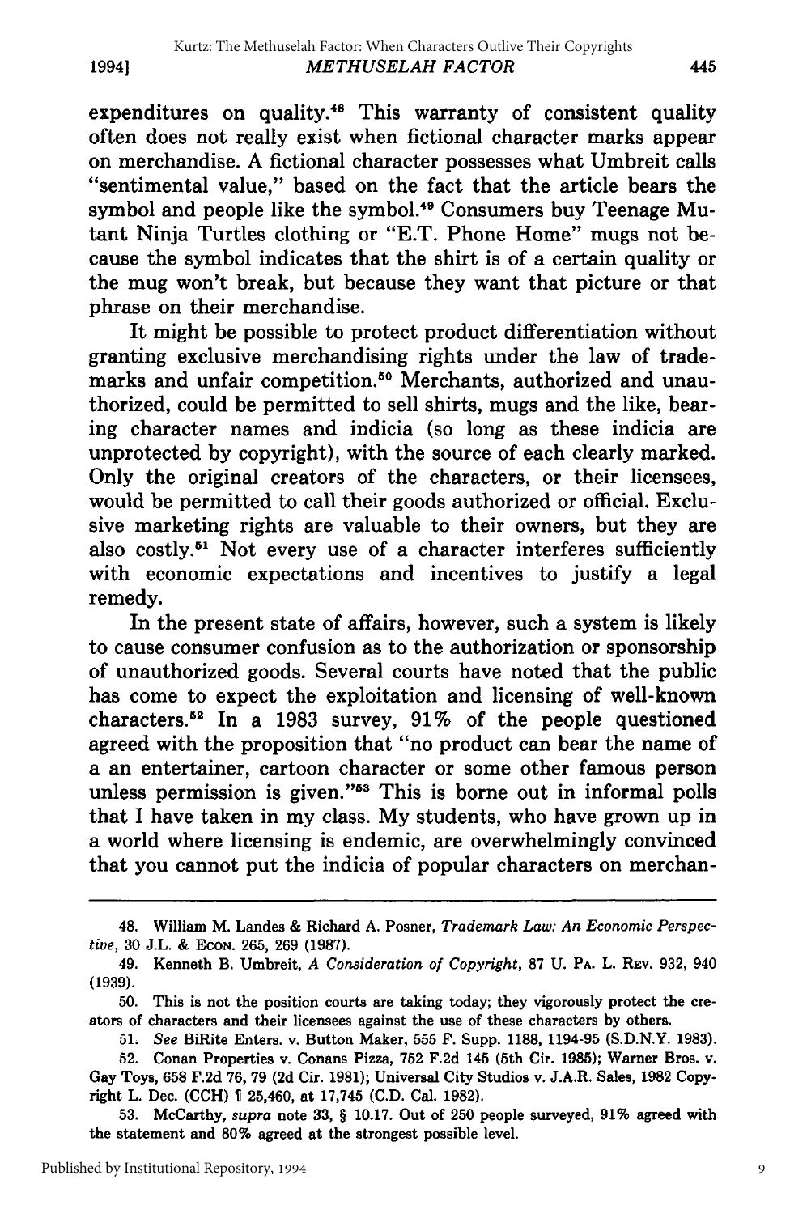expenditures on quality.[48] This warranty of consistent quality often does not really exist when fictional character marks appear on merchandise. A fictional character possesses what Umbreit calls "sentimental value," based on the fact that the article bears the symbol and people like the symbol.[49] Consumers buy Teenage Mutant Ninja Turtles clothing or "E.T. Phone Home" mugs not because the symbol indicates that the shirt is of a certain quality or the mug won't break, but because they want that picture or that phrase on their merchandise.

It might be possible to protect product differentiation without granting exclusive merchandising rights under the law of trademarks and unfair competition.[50] Merchants, authorized and unauthorized, could be permitted to sell shirts, mugs and the like, bearing character names and indicia (so long as these indicia are unprotected by copyright), with the source of each clearly marked. Only the original creators of the characters, or their licensees, would be permitted to call their goods authorized or official. Exclusive marketing rights are valuable to their owners, but they are also costly.[51] Not every use of a character interferes sufficiently with economic expectations and incentives to justify a legal remedy.

In the present state of affairs, however, such a system is likely to cause consumer confusion as to the authorization or sponsorship of unauthorized goods. Several courts have noted that the public has come to expect the exploitation and licensing of well-known characters.[52] In a 1983 survey, 91% of the people questioned agreed with the proposition that "no product can bear the name of a an entertainer, cartoon character or some other famous person unless permission is given."[53] This is borne out in informal polls that I have taken in my class. My students, who have grown up in a world where licensing is endemic, are overwhelmingly convinced that you cannot put the indicia of popular characters on merchan-

---

48. William M. Landes & Richard A. Posner, *Trademark Law: An Economic Perspective*, 30 J.L. & ECON. 265, 269 (1987).

49. Kenneth B. Umbreit, *A Consideration of Copyright*, 87 U. PA. L. REV. 932, 940 (1939).

50. This is not the position courts are taking today; they vigorously protect the creators of characters and their licensees against the use of these characters by others.

51. *See* BiRite Enters. v. Button Maker, 555 F. Supp. 1188, 1194-95 (S.D.N.Y. 1983).

52. Conan Properties v. Conans Pizza, 752 F.2d 145 (5th Cir. 1985); Warner Bros. v. Gay Toys, 658 F.2d 76, 79 (2d Cir. 1981); Universal City Studios v. J.A.R. Sales, 1982 Copyright L. Dec. (CCH) ¶ 25,460, at 17,745 (C.D. Cal. 1982).

53. McCarthy, *supra* note 33, § 10.17. Out of 250 people surveyed, 91% agreed with the statement and 80% agreed at the strongest possible level.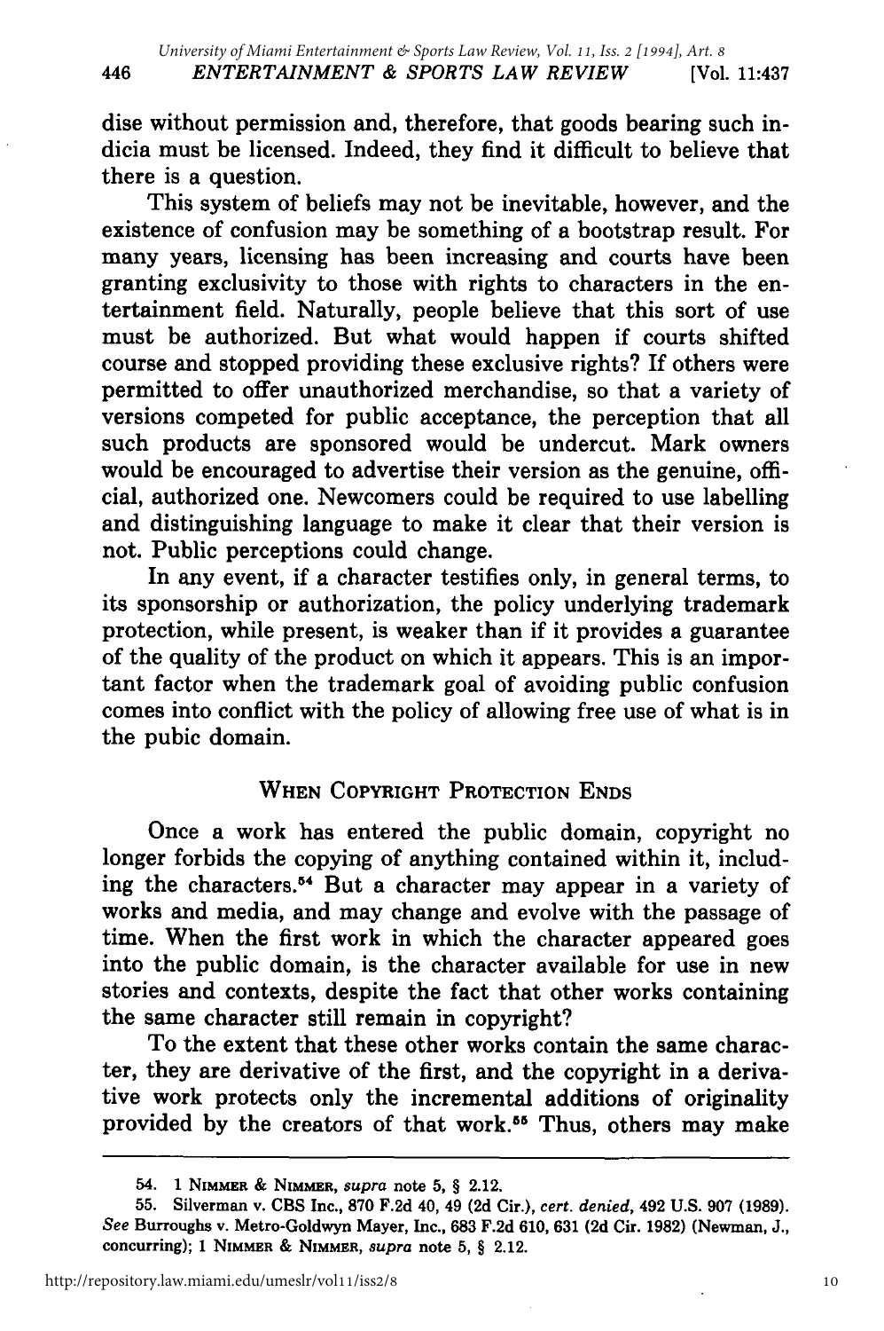dise without permission and, therefore, that goods bearing such indicia must be licensed. Indeed, they find it difficult to believe that there is a question.

This system of beliefs may not be inevitable, however, and the existence of confusion may be something of a bootstrap result. For many years, licensing has been increasing and courts have been granting exclusivity to those with rights to characters in the entertainment field. Naturally, people believe that this sort of use must be authorized. But what would happen if courts shifted course and stopped providing these exclusive rights? If others were permitted to offer unauthorized merchandise, so that a variety of versions competed for public acceptance, the perception that all such products are sponsored would be undercut. Mark owners would be encouraged to advertise their version as the genuine, official, authorized one. Newcomers could be required to use labelling and distinguishing language to make it clear that their version is not. Public perceptions could change.

In any event, if a character testifies only, in general terms, to its sponsorship or authorization, the policy underlying trademark protection, while present, is weaker than if it provides a guarantee of the quality of the product on which it appears. This is an important factor when the trademark goal of avoiding public confusion comes into conflict with the policy of allowing free use of what is in the pubic domain.

## When Copyright Protection Ends

Once a work has entered the public domain, copyright no longer forbids the copying of anything contained within it, including the characters.[54] But a character may appear in a variety of works and media, and may change and evolve with the passage of time. When the first work in which the character appeared goes into the public domain, is the character available for use in new stories and contexts, despite the fact that other works containing the same character still remain in copyright?

To the extent that these other works contain the same character, they are derivative of the first, and the copyright in a derivative work protects only the incremental additions of originality provided by the creators of that work.[55] Thus, others may make

---

54. 1 Nimmer & Nimmer, *supra* note 5, § 2.12.

55. Silverman v. CBS Inc., 870 F.2d 40, 49 (2d Cir.), *cert. denied*, 492 U.S. 907 (1989). *See* Burroughs v. Metro-Goldwyn Mayer, Inc., 683 F.2d 610, 631 (2d Cir. 1982) (Newman, J., concurring); 1 Nimmer & Nimmer, *supra* note 5, § 2.12.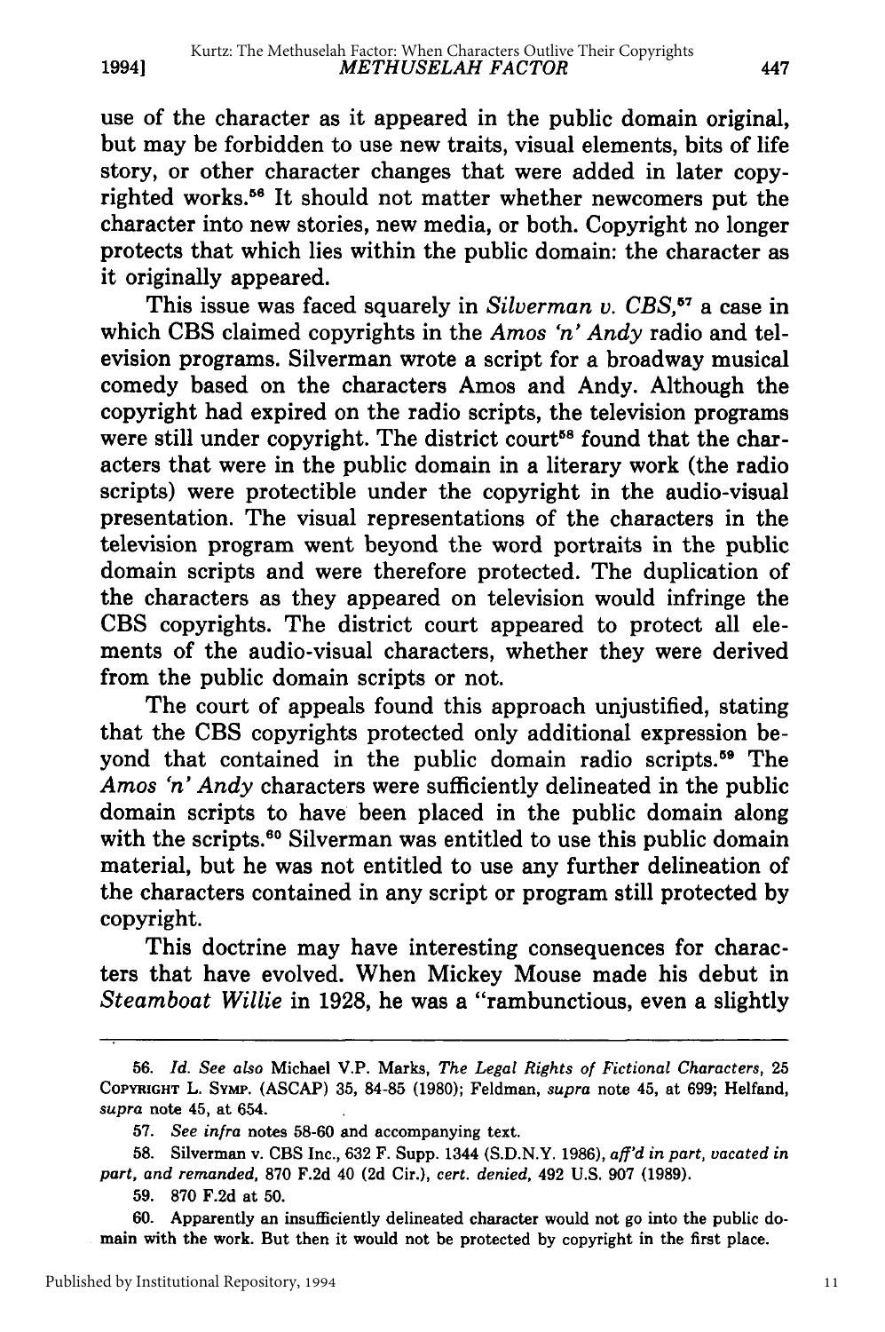use of the character as it appeared in the public domain original, but may be forbidden to use new traits, visual elements, bits of life story, or other character changes that were added in later copyrighted works.[56] It should not matter whether newcomers put the character into new stories, new media, or both. Copyright no longer protects that which lies within the public domain: the character as it originally appeared.

This issue was faced squarely in *Silverman v. CBS*,[57] a case in which CBS claimed copyrights in the *Amos 'n' Andy* radio and television programs. Silverman wrote a script for a broadway musical comedy based on the characters Amos and Andy. Although the copyright had expired on the radio scripts, the television programs were still under copyright. The district court[58] found that the characters that were in the public domain in a literary work (the radio scripts) were protectible under the copyright in the audio-visual presentation. The visual representations of the characters in the television program went beyond the word portraits in the public domain scripts and were therefore protected. The duplication of the characters as they appeared on television would infringe the CBS copyrights. The district court appeared to protect all elements of the audio-visual characters, whether they were derived from the public domain scripts or not.

The court of appeals found this approach unjustified, stating that the CBS copyrights protected only additional expression beyond that contained in the public domain radio scripts.[59] The *Amos 'n' Andy* characters were sufficiently delineated in the public domain scripts to have been placed in the public domain along with the scripts.[60] Silverman was entitled to use this public domain material, but he was not entitled to use any further delineation of the characters contained in any script or program still protected by copyright.

This doctrine may have interesting consequences for characters that have evolved. When Mickey Mouse made his debut in *Steamboat Willie* in 1928, he was a "rambunctious, even a slightly

---

56. *Id. See also* Michael V.P. Marks, *The Legal Rights of Fictional Characters*, 25 COPYRIGHT L. SYMP. (ASCAP) 35, 84-85 (1980); Feldman, *supra* note 45, at 699; Helfand, *supra* note 45, at 654.

57. *See infra* notes 58-60 and accompanying text.

58. Silverman v. CBS Inc., 632 F. Supp. 1344 (S.D.N.Y. 1986), *aff'd in part, vacated in part, and remanded*, 870 F.2d 40 (2d Cir.), *cert. denied*, 492 U.S. 907 (1989).

59. 870 F.2d at 50.

60. Apparently an insufficiently delineated character would not go into the public domain with the work. But then it would not be protected by copyright in the first place.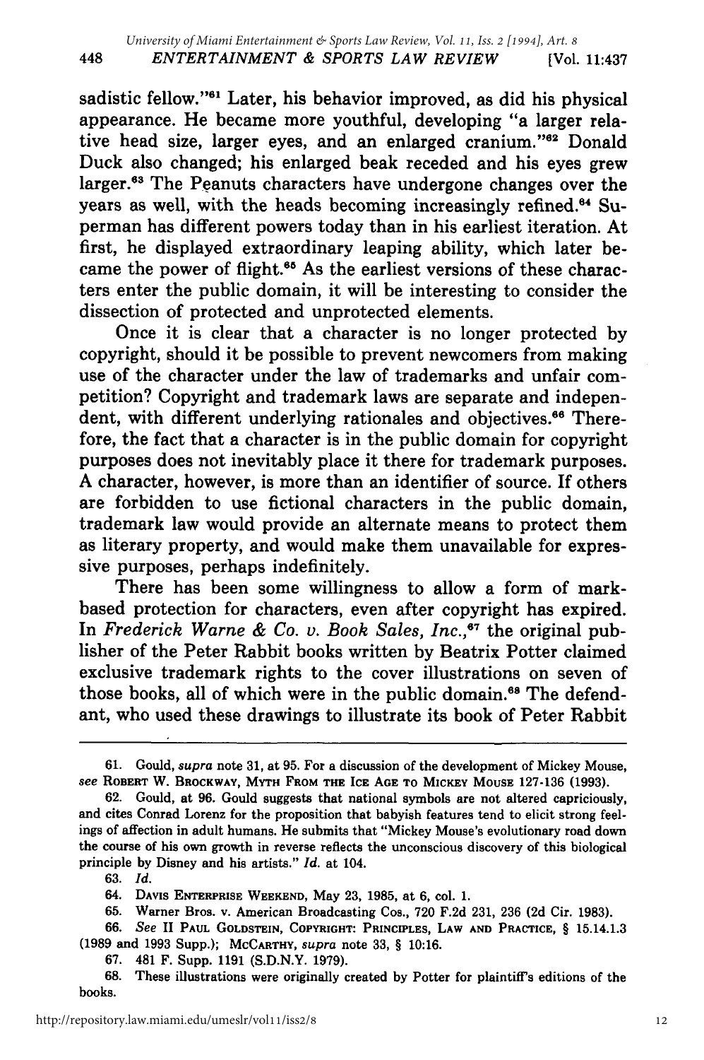sadistic fellow."[61] Later, his behavior improved, as did his physical appearance. He became more youthful, developing "a larger relative head size, larger eyes, and an enlarged cranium."[62] Donald Duck also changed; his enlarged beak receded and his eyes grew larger.[63] The Peanuts characters have undergone changes over the years as well, with the heads becoming increasingly refined.[64] Superman has different powers today than in his earliest iteration. At first, he displayed extraordinary leaping ability, which later became the power of flight.[65] As the earliest versions of these characters enter the public domain, it will be interesting to consider the dissection of protected and unprotected elements.

Once it is clear that a character is no longer protected by copyright, should it be possible to prevent newcomers from making use of the character under the law of trademarks and unfair competition? Copyright and trademark laws are separate and independent, with different underlying rationales and objectives.[66] Therefore, the fact that a character is in the public domain for copyright purposes does not inevitably place it there for trademark purposes. A character, however, is more than an identifier of source. If others are forbidden to use fictional characters in the public domain, trademark law would provide an alternate means to protect them as literary property, and would make them unavailable for expressive purposes, perhaps indefinitely.

There has been some willingness to allow a form of mark-based protection for characters, even after copyright has expired. In *Frederick Warne & Co. v. Book Sales, Inc.*,[67] the original publisher of the Peter Rabbit books written by Beatrix Potter claimed exclusive trademark rights to the cover illustrations on seven of those books, all of which were in the public domain.[68] The defendant, who used these drawings to illustrate its book of Peter Rabbit

---

61. Gould, *supra* note 31, at 95. For a discussion of the development of Mickey Mouse, *see* ROBERT W. BROCKWAY, MYTH FROM THE ICE AGE TO MICKEY MOUSE 127-136 (1993).

62. Gould, at 96. Gould suggests that national symbols are not altered capriciously, and cites Conrad Lorenz for the proposition that babyish features tend to elicit strong feelings of affection in adult humans. He submits that "Mickey Mouse's evolutionary road down the course of his own growth in reverse reflects the unconscious discovery of this biological principle by Disney and his artists." *Id.* at 104.

63. *Id.*

64. DAVIS ENTERPRISE WEEKEND, May 23, 1985, at 6, col. 1.

65. Warner Bros. v. American Broadcasting Cos., 720 F.2d 231, 236 (2d Cir. 1983).

66. *See* II PAUL GOLDSTEIN, COPYRIGHT: PRINCIPLES, LAW AND PRACTICE, § 15.14.1.3 (1989 and 1993 Supp.); MCCARTHY, *supra* note 33, § 10:16.

67. 481 F. Supp. 1191 (S.D.N.Y. 1979).

68. These illustrations were originally created by Potter for plaintiff's editions of the books.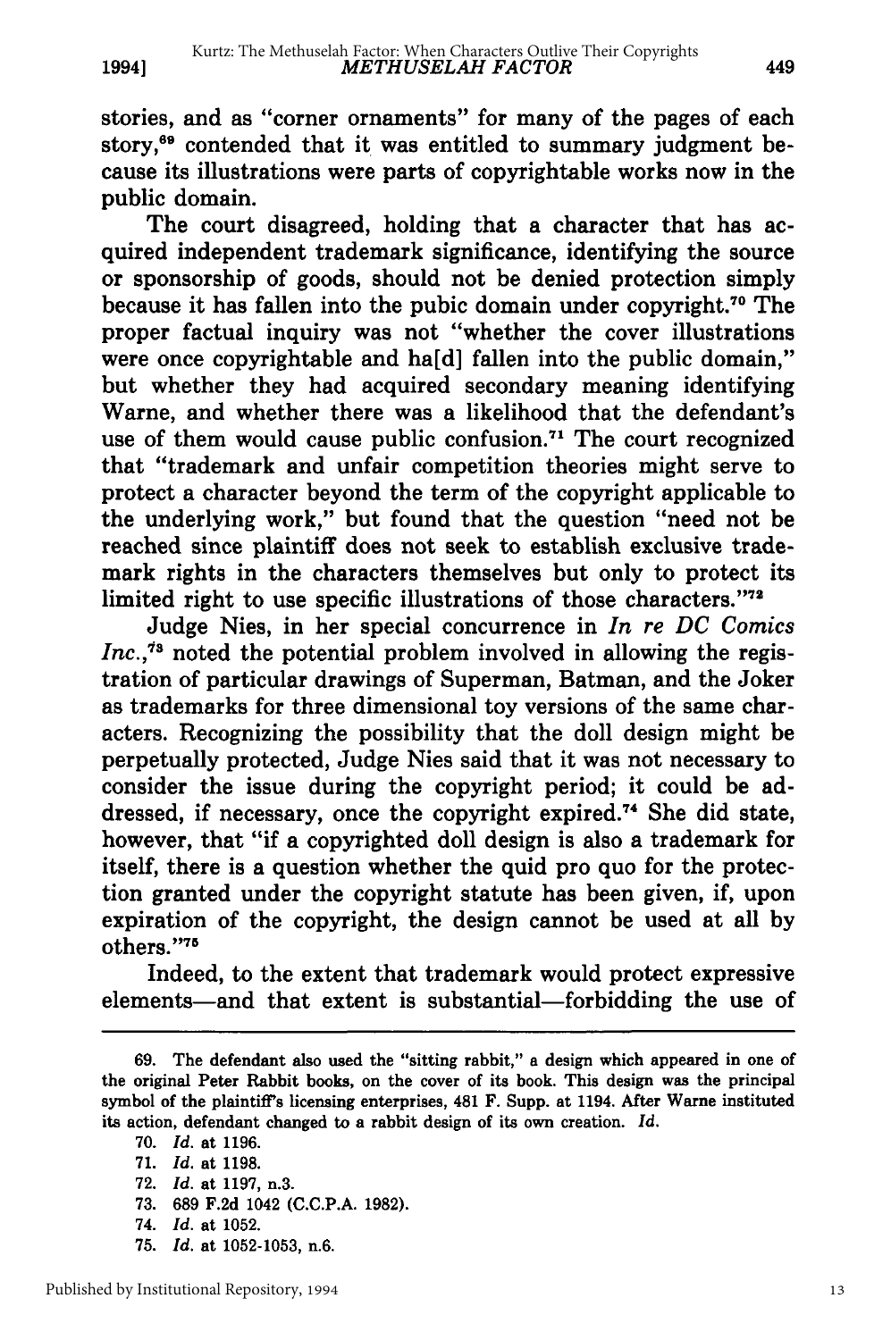stories, and as "corner ornaments" for many of the pages of each story,[69] contended that it was entitled to summary judgment because its illustrations were parts of copyrightable works now in the public domain.

The court disagreed, holding that a character that has acquired independent trademark significance, identifying the source or sponsorship of goods, should not be denied protection simply because it has fallen into the pubic domain under copyright.[70] The proper factual inquiry was not "whether the cover illustrations were once copyrightable and ha[d] fallen into the public domain," but whether they had acquired secondary meaning identifying Warne, and whether there was a likelihood that the defendant's use of them would cause public confusion.[71] The court recognized that "trademark and unfair competition theories might serve to protect a character beyond the term of the copyright applicable to the underlying work," but found that the question "need not be reached since plaintiff does not seek to establish exclusive trademark rights in the characters themselves but only to protect its limited right to use specific illustrations of those characters."[72]

Judge Nies, in her special concurrence in *In re DC Comics Inc.*,[73] noted the potential problem involved in allowing the registration of particular drawings of Superman, Batman, and the Joker as trademarks for three dimensional toy versions of the same characters. Recognizing the possibility that the doll design might be perpetually protected, Judge Nies said that it was not necessary to consider the issue during the copyright period; it could be addressed, if necessary, once the copyright expired.[74] She did state, however, that "if a copyrighted doll design is also a trademark for itself, there is a question whether the quid pro quo for the protection granted under the copyright statute has been given, if, upon expiration of the copyright, the design cannot be used at all by others."[75]

Indeed, to the extent that trademark would protect expressive elements—and that extent is substantial—forbidding the use of

---

69. The defendant also used the "sitting rabbit," a design which appeared in one of the original Peter Rabbit books, on the cover of its book. This design was the principal symbol of the plaintiff's licensing enterprises, 481 F. Supp. at 1194. After Warne instituted its action, defendant changed to a rabbit design of its own creation. *Id.*

70. *Id.* at 1196.

71. *Id.* at 1198.

72. *Id.* at 1197, n.3.

73. 689 F.2d 1042 (C.C.P.A. 1982).

74. *Id.* at 1052.

75. *Id.* at 1052-1053, n.6.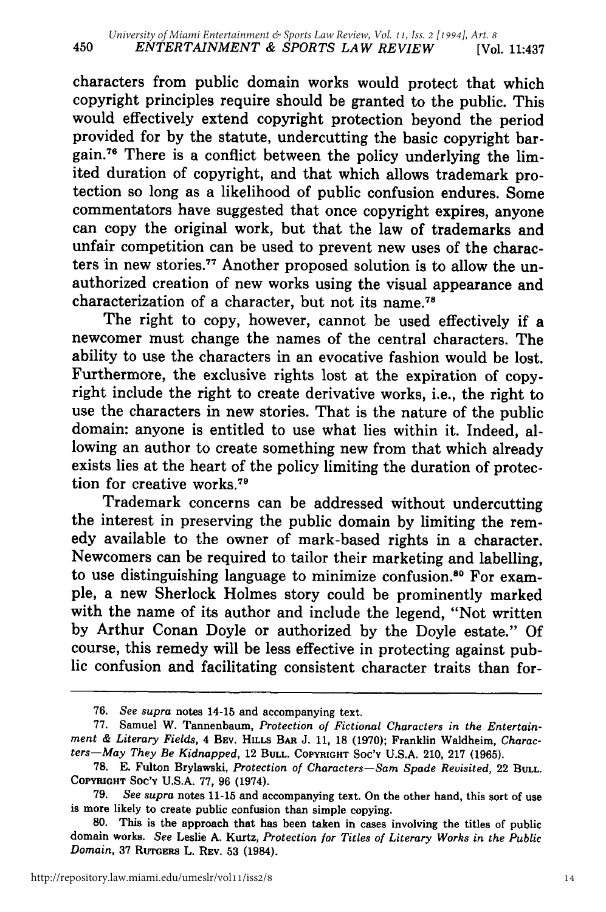characters from public domain works would protect that which copyright principles require should be granted to the public. This would effectively extend copyright protection beyond the period provided for by the statute, undercutting the basic copyright bargain.[76] There is a conflict between the policy underlying the limited duration of copyright, and that which allows trademark protection so long as a likelihood of public confusion endures. Some commentators have suggested that once copyright expires, anyone can copy the original work, but that the law of trademarks and unfair competition can be used to prevent new uses of the characters in new stories.[77] Another proposed solution is to allow the unauthorized creation of new works using the visual appearance and characterization of a character, but not its name.[78]

The right to copy, however, cannot be used effectively if a newcomer must change the names of the central characters. The ability to use the characters in an evocative fashion would be lost. Furthermore, the exclusive rights lost at the expiration of copyright include the right to create derivative works, i.e., the right to use the characters in new stories. That is the nature of the public domain: anyone is entitled to use what lies within it. Indeed, allowing an author to create something new from that which already exists lies at the heart of the policy limiting the duration of protection for creative works.[79]

Trademark concerns can be addressed without undercutting the interest in preserving the public domain by limiting the remedy available to the owner of mark-based rights in a character. Newcomers can be required to tailor their marketing and labelling, to use distinguishing language to minimize confusion.[80] For example, a new Sherlock Holmes story could be prominently marked with the name of its author and include the legend, "Not written by Arthur Conan Doyle or authorized by the Doyle estate." Of course, this remedy will be less effective in protecting against public confusion and facilitating consistent character traits than for-

---

76. *See supra* notes 14-15 and accompanying text.

77. Samuel W. Tannenbaum, *Protection of Fictional Characters in the Entertainment & Literary Fields*, 4 BEV. HILLS BAR J. 11, 18 (1970); Franklin Waldheim, *Characters—May They Be Kidnapped*, 12 BULL. COPYRIGHT SOC'Y U.S.A. 210, 217 (1965).

78. E. Fulton Brylawski, *Protection of Characters—Sam Spade Revisited*, 22 BULL. COPYRIGHT SOC'Y U.S.A. 77, 96 (1974).

79. *See supra* notes 11-15 and accompanying text. On the other hand, this sort of use is more likely to create public confusion than simple copying.

80. This is the approach that has been taken in cases involving the titles of public domain works. *See* Leslie A. Kurtz, *Protection for Titles of Literary Works in the Public Domain*, 37 RUTGERS L. REV. 53 (1984).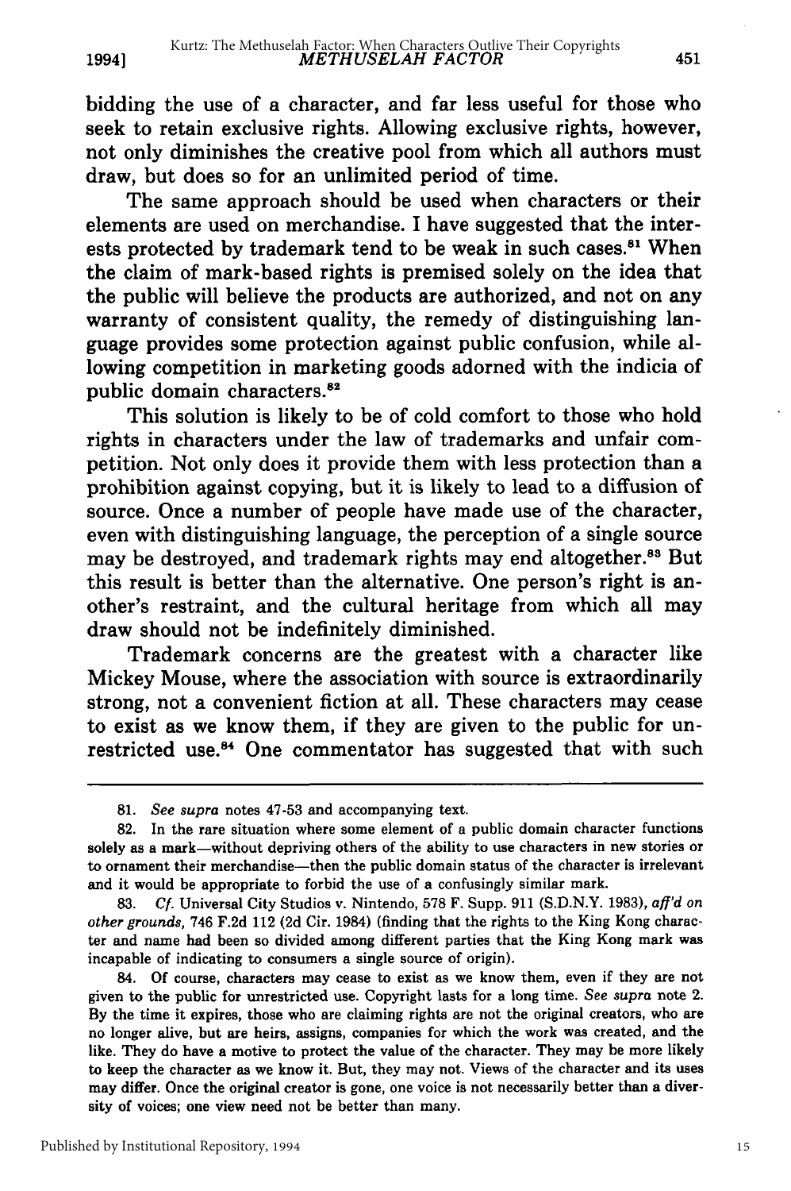bidding the use of a character, and far less useful for those who seek to retain exclusive rights. Allowing exclusive rights, however, not only diminishes the creative pool from which all authors must draw, but does so for an unlimited period of time.

The same approach should be used when characters or their elements are used on merchandise. I have suggested that the interests protected by trademark tend to be weak in such cases.[81] When the claim of mark-based rights is premised solely on the idea that the public will believe the products are authorized, and not on any warranty of consistent quality, the remedy of distinguishing language provides some protection against public confusion, while allowing competition in marketing goods adorned with the indicia of public domain characters.[82]

This solution is likely to be of cold comfort to those who hold rights in characters under the law of trademarks and unfair competition. Not only does it provide them with less protection than a prohibition against copying, but it is likely to lead to a diffusion of source. Once a number of people have made use of the character, even with distinguishing language, the perception of a single source may be destroyed, and trademark rights may end altogether.[83] But this result is better than the alternative. One person's right is another's restraint, and the cultural heritage from which all may draw should not be indefinitely diminished.

Trademark concerns are the greatest with a character like Mickey Mouse, where the association with source is extraordinarily strong, not a convenient fiction at all. These characters may cease to exist as we know them, if they are given to the public for unrestricted use.[84] One commentator has suggested that with such

---

81. *See supra* notes 47-53 and accompanying text.

82. In the rare situation where some element of a public domain character functions solely as a mark—without depriving others of the ability to use characters in new stories or to ornament their merchandise—then the public domain status of the character is irrelevant and it would be appropriate to forbid the use of a confusingly similar mark.

83. *Cf.* Universal City Studios v. Nintendo, 578 F. Supp. 911 (S.D.N.Y. 1983), *aff'd on other grounds*, 746 F.2d 112 (2d Cir. 1984) (finding that the rights to the King Kong character and name had been so divided among different parties that the King Kong mark was incapable of indicating to consumers a single source of origin).

84. Of course, characters may cease to exist as we know them, even if they are not given to the public for unrestricted use. Copyright lasts for a long time. *See supra* note 2. By the time it expires, those who are claiming rights are not the original creators, who are no longer alive, but are heirs, assigns, companies for which the work was created, and the like. They do have a motive to protect the value of the character. They may be more likely to keep the character as we know it. But, they may not. Views of the character and its uses may differ. Once the original creator is gone, one voice is not necessarily better than a diversity of voices; one view need not be better than many.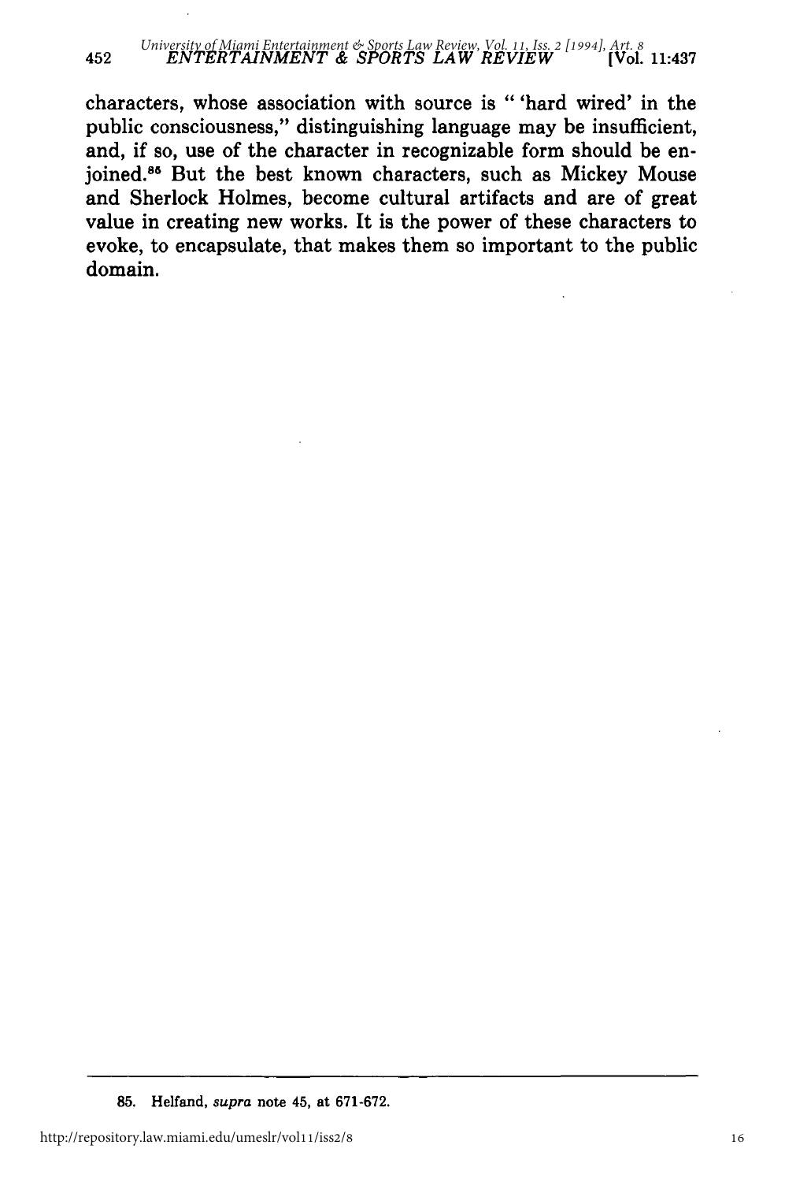characters, whose association with source is " 'hard wired' in the public consciousness," distinguishing language may be insufficient, and, if so, use of the character in recognizable form should be enjoined.[85] But the best known characters, such as Mickey Mouse and Sherlock Holmes, become cultural artifacts and are of great value in creating new works. It is the power of these characters to evoke, to encapsulate, that makes them so important to the public domain.

---

85. Helfand, *supra* note 45, at 671-672.